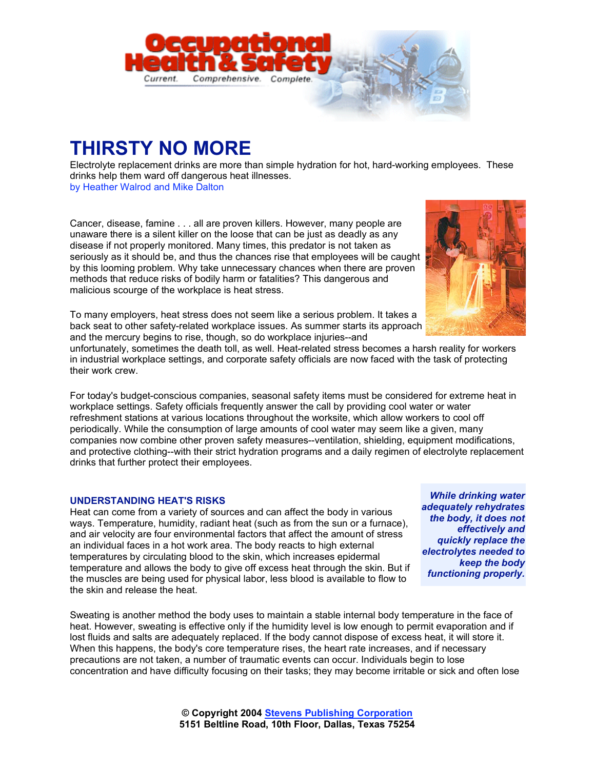# THIRSTY NO MORE

Electrolyte replacement drinks are more than simple hydration for hot, hard-working employees. These drinks help them ward off dangerous heat illnesses.

by Heather Walrod and Mike Dalton

Cancer, disease, famine . . . all are proven killers. However, many people are unaware there is a silent killer on the loose that can be just as deadly as any disease if not properly monitored. Many times, this predator is not taken as seriously as it should be, and thus the chances rise that employees will be caught by this looming problem. Why take unnecessary chances when there are proven methods that reduce risks of bodily harm or fatalities? This dangerous and malicious scourge of the workplace is heat stress.

To many employers, heat stress does not seem like a serious problem. It takes a back seat to other safety-related workplace issues. As summer starts its approach and the mercury begins to rise, though, so do workplace injuries--and unfortunately, sometimes the death toll, as well. Heat-related stress becomes a harsh reality for workers in industrial workplace settings, and corporate safety officials are now faced with the task of protecting their work crew.

For today's budget-conscious companies, seasonal safety items must be considered for extreme heat in workplace settings. Safety officials frequently answer the call by providing cool water or water refreshment stations at various locations throughout the worksite, which allow workers to cool off periodically. While the consumption of large amounts of cool water may seem like a given, many companies now combine other proven safety measures--ventilation, shielding, equipment modifications, and protective clothing--with their strict hydration programs and a daily regimen of electrolyte replacement drinks that further protect their employees.

## UNDERSTANDING HEAT'S RISKS

Heat can come from a variety of sources and can affect the body in various ways. Temperature, humidity, radiant heat (such as from the sun or a furnace), and air velocity are four environmental factors that affect the amount of stress an individual faces in a hot work area. The body reacts to high external temperatures by circulating blood to the skin, which increases epidermal temperature and allows the body to give off excess heat through the skin. But if the muscles are being used for physical labor, less blood is available to flow to the skin and release the heat.

***While drinking water adequately rehydrates the body, it does not effectively and quickly replace the electrolytes needed to keep the body functioning properly.***

Sweating is another method the body uses to maintain a stable internal body temperature in the face of heat. However, sweating is effective only if the humidity level is low enough to permit evaporation and if lost fluids and salts are adequately replaced. If the body cannot dispose of excess heat, it will store it. When this happens, the body's core temperature rises, the heart rate increases, and if necessary precautions are not taken, a number of traumatic events can occur. Individuals begin to lose concentration and have difficulty focusing on their tasks; they may become irritable or sick and often lose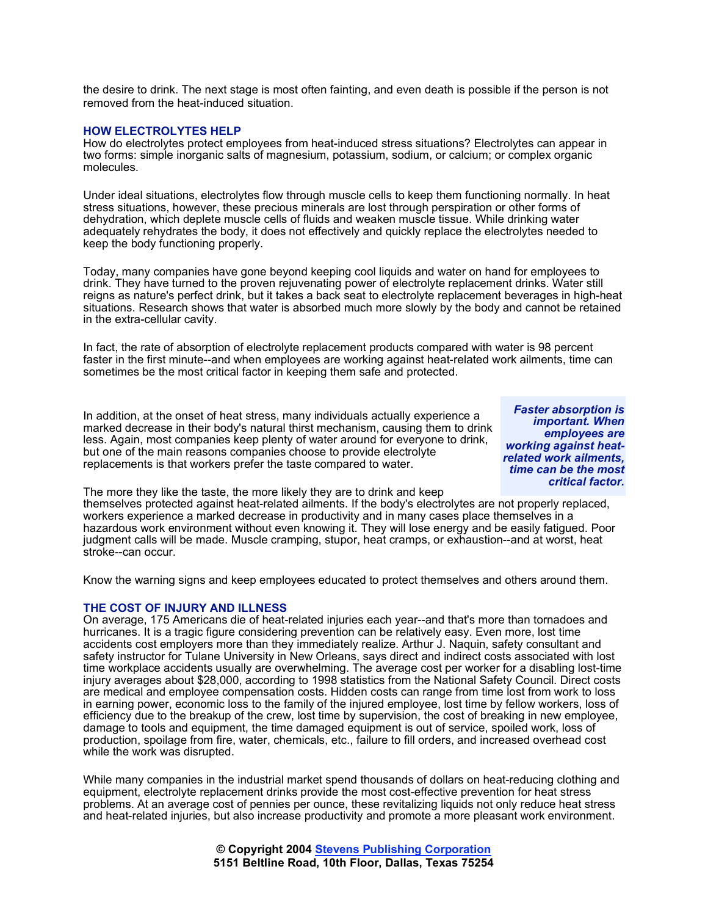the desire to drink. The next stage is most often fainting, and even death is possible if the person is not removed from the heat-induced situation.

## HOW ELECTROLYTES HELP

How do electrolytes protect employees from heat-induced stress situations? Electrolytes can appear in two forms: simple inorganic salts of magnesium, potassium, sodium, or calcium; or complex organic molecules.

Under ideal situations, electrolytes flow through muscle cells to keep them functioning normally. In heat stress situations, however, these precious minerals are lost through perspiration or other forms of dehydration, which deplete muscle cells of fluids and weaken muscle tissue. While drinking water adequately rehydrates the body, it does not effectively and quickly replace the electrolytes needed to keep the body functioning properly.

Today, many companies have gone beyond keeping cool liquids and water on hand for employees to drink. They have turned to the proven rejuvenating power of electrolyte replacement drinks. Water still reigns as nature's perfect drink, but it takes a back seat to electrolyte replacement beverages in high-heat situations. Research shows that water is absorbed much more slowly by the body and cannot be retained in the extra-cellular cavity.

In fact, the rate of absorption of electrolyte replacement products compared with water is 98 percent faster in the first minute--and when employees are working against heat-related work ailments, time can sometimes be the most critical factor in keeping them safe and protected.

In addition, at the onset of heat stress, many individuals actually experience a marked decrease in their body's natural thirst mechanism, causing them to drink less. Again, most companies keep plenty of water around for everyone to drink, but one of the main reasons companies choose to provide electrolyte replacements is that workers prefer the taste compared to water.

***Faster absorption is important. When employees are working against heat-related work ailments, time can be the most critical factor.***

The more they like the taste, the more likely they are to drink and keep themselves protected against heat-related ailments. If the body's electrolytes are not properly replaced, workers experience a marked decrease in productivity and in many cases place themselves in a hazardous work environment without even knowing it. They will lose energy and be easily fatigued. Poor judgment calls will be made. Muscle cramping, stupor, heat cramps, or exhaustion--and at worst, heat stroke--can occur.

Know the warning signs and keep employees educated to protect themselves and others around them.

## THE COST OF INJURY AND ILLNESS

On average, 175 Americans die of heat-related injuries each year--and that's more than tornadoes and hurricanes. It is a tragic figure considering prevention can be relatively easy. Even more, lost time accidents cost employers more than they immediately realize. Arthur J. Naquin, safety consultant and safety instructor for Tulane University in New Orleans, says direct and indirect costs associated with lost time workplace accidents usually are overwhelming. The average cost per worker for a disabling lost-time injury averages about $28,000, according to 1998 statistics from the National Safety Council. Direct costs are medical and employee compensation costs. Hidden costs can range from time lost from work to loss in earning power, economic loss to the family of the injured employee, lost time by fellow workers, loss of efficiency due to the breakup of the crew, lost time by supervision, the cost of breaking in new employee, damage to tools and equipment, the time damaged equipment is out of service, spoiled work, loss of production, spoilage from fire, water, chemicals, etc., failure to fill orders, and increased overhead cost while the work was disrupted.

While many companies in the industrial market spend thousands of dollars on heat-reducing clothing and equipment, electrolyte replacement drinks provide the most cost-effective prevention for heat stress problems. At an average cost of pennies per ounce, these revitalizing liquids not only reduce heat stress and heat-related injuries, but also increase productivity and promote a more pleasant work environment.

**© Copyright 2004 Stevens Publishing Corporation**
**5151 Beltline Road, 10th Floor, Dallas, Texas 75254**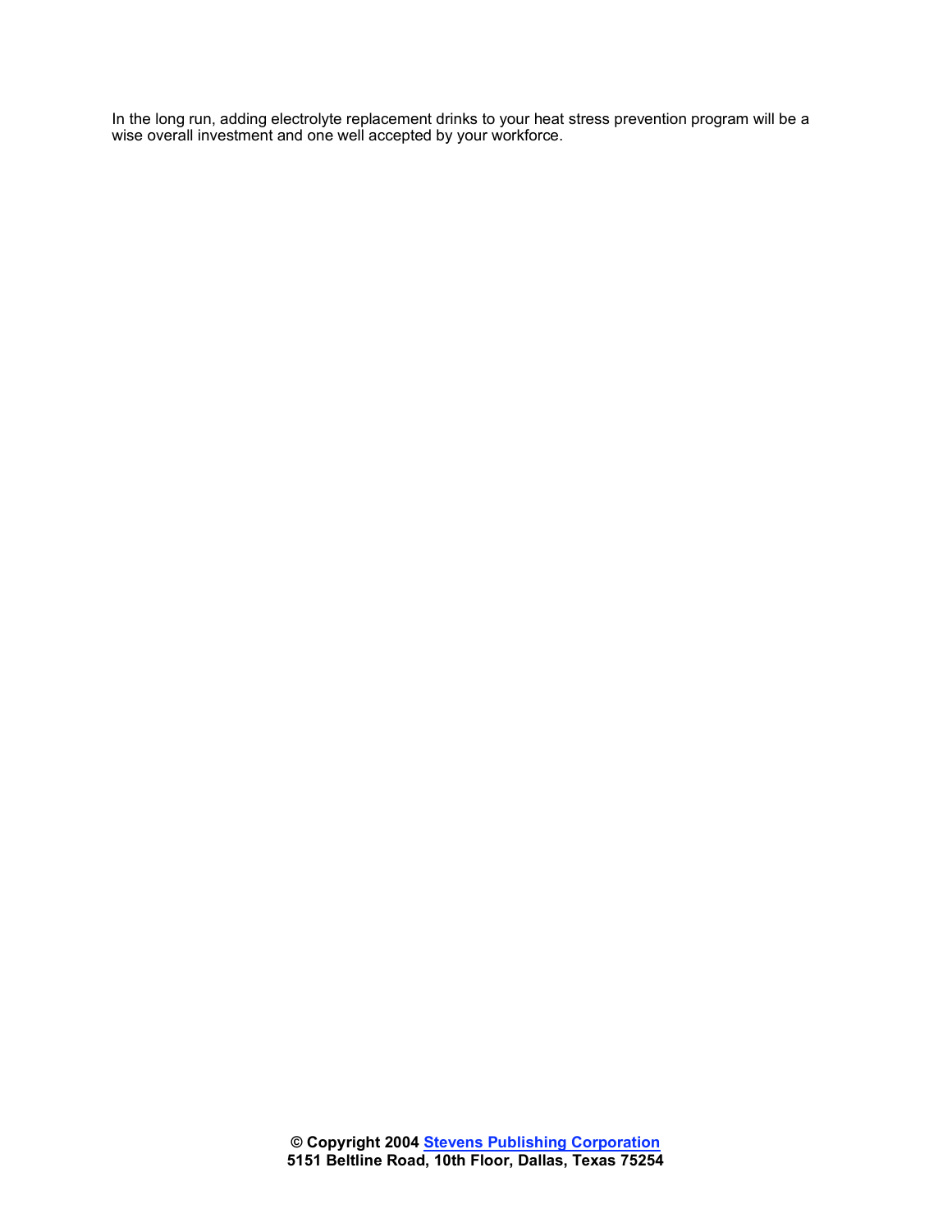In the long run, adding electrolyte replacement drinks to your heat stress prevention program will be a wise overall investment and one well accepted by your workforce.

**© Copyright 2004 Stevens Publishing Corporation**
**5151 Beltline Road, 10th Floor, Dallas, Texas 75254**